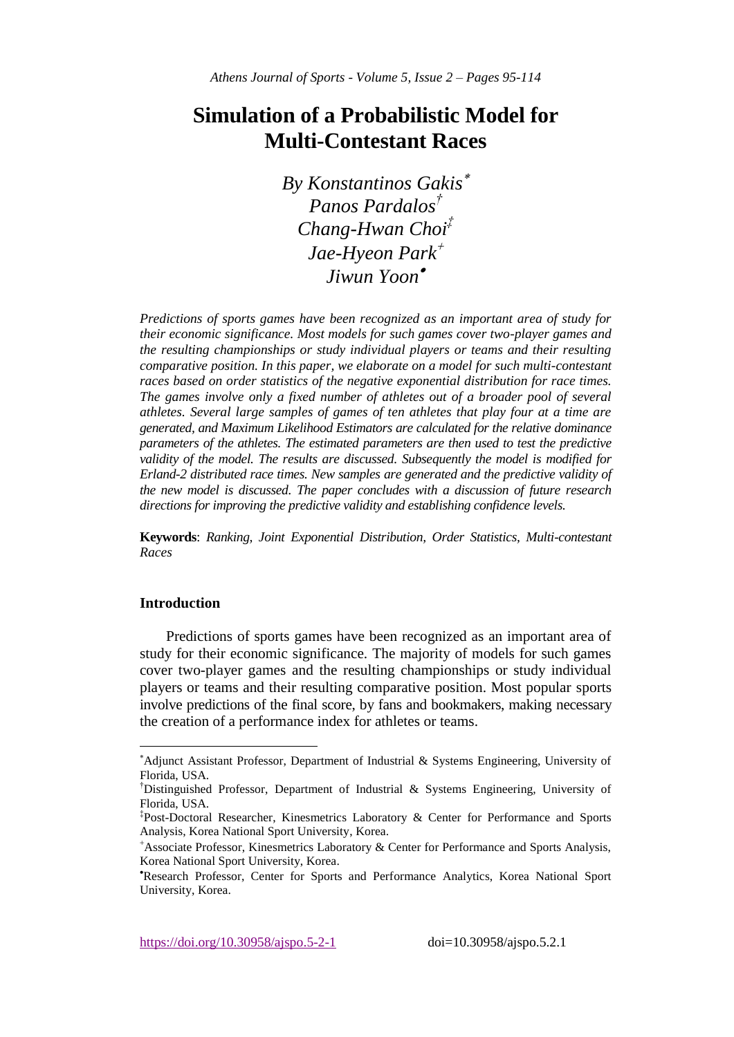# Simulation of a Probabilistic Model for Multi-Contestant Races

*By Konstantinos Gakis[*]*
*Panos Pardalos[†]*
*Chang-Hwan Choi[‡]*
*Jae-Hyeon Park[+]*
*Jiwun Yoon[•]*

*Predictions of sports games have been recognized as an important area of study for their economic significance. Most models for such games cover two-player games and the resulting championships or study individual players or teams and their resulting comparative position. In this paper, we elaborate on a model for such multi-contestant races based on order statistics of the negative exponential distribution for race times. The games involve only a fixed number of athletes out of a broader pool of several athletes. Several large samples of games of ten athletes that play four at a time are generated, and Maximum Likelihood Estimators are calculated for the relative dominance parameters of the athletes. The estimated parameters are then used to test the predictive validity of the model. The results are discussed. Subsequently the model is modified for Erland-2 distributed race times. New samples are generated and the predictive validity of the new model is discussed. The paper concludes with a discussion of future research directions for improving the predictive validity and establishing confidence levels.*

**Keywords**: *Ranking, Joint Exponential Distribution, Order Statistics, Multi-contestant Races*

## Introduction

Predictions of sports games have been recognized as an important area of study for their economic significance. The majority of models for such games cover two-player games and the resulting championships or study individual players or teams and their resulting comparative position. Most popular sports involve predictions of the final score, by fans and bookmakers, making necessary the creation of a performance index for athletes or teams.

---

[*] Adjunct Assistant Professor, Department of Industrial & Systems Engineering, University of Florida, USA.

[†] Distinguished Professor, Department of Industrial & Systems Engineering, University of Florida, USA.

[‡] Post-Doctoral Researcher, Kinesmetrics Laboratory & Center for Performance and Sports Analysis, Korea National Sport University, Korea.

[+] Associate Professor, Kinesmetrics Laboratory & Center for Performance and Sports Analysis, Korea National Sport University, Korea.

[•] Research Professor, Center for Sports and Performance Analytics, Korea National Sport University, Korea.

https://doi.org/10.30958/ajspo.5-2-1 doi=10.30958/ajspo.5.2.1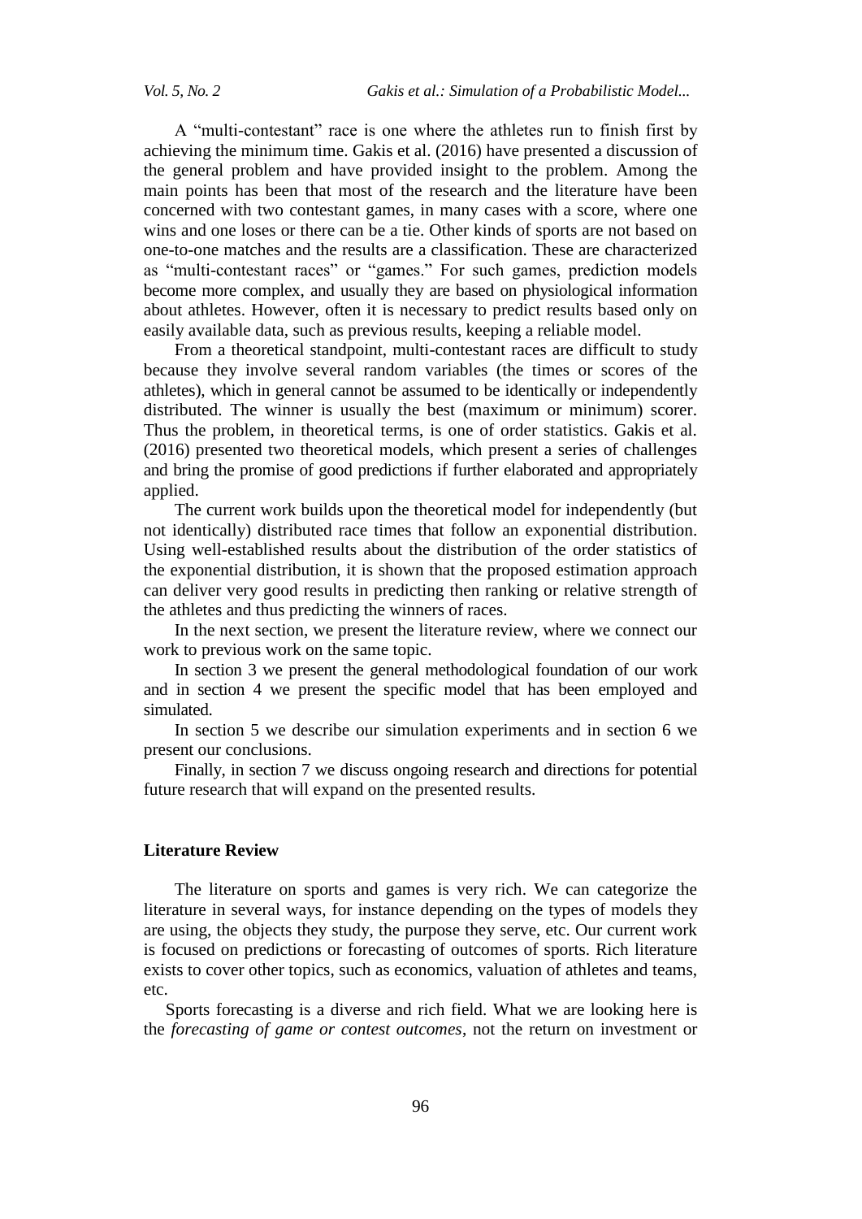A "multi-contestant" race is one where the athletes run to finish first by achieving the minimum time. Gakis et al. (2016) have presented a discussion of the general problem and have provided insight to the problem. Among the main points has been that most of the research and the literature have been concerned with two contestant games, in many cases with a score, where one wins and one loses or there can be a tie. Other kinds of sports are not based on one-to-one matches and the results are a classification. These are characterized as "multi-contestant races" or "games." For such games, prediction models become more complex, and usually they are based on physiological information about athletes. However, often it is necessary to predict results based only on easily available data, such as previous results, keeping a reliable model.

From a theoretical standpoint, multi-contestant races are difficult to study because they involve several random variables (the times or scores of the athletes), which in general cannot be assumed to be identically or independently distributed. The winner is usually the best (maximum or minimum) scorer. Thus the problem, in theoretical terms, is one of order statistics. Gakis et al. (2016) presented two theoretical models, which present a series of challenges and bring the promise of good predictions if further elaborated and appropriately applied.

The current work builds upon the theoretical model for independently (but not identically) distributed race times that follow an exponential distribution. Using well-established results about the distribution of the order statistics of the exponential distribution, it is shown that the proposed estimation approach can deliver very good results in predicting then ranking or relative strength of the athletes and thus predicting the winners of races.

In the next section, we present the literature review, where we connect our work to previous work on the same topic.

In section 3 we present the general methodological foundation of our work and in section 4 we present the specific model that has been employed and simulated.

In section 5 we describe our simulation experiments and in section 6 we present our conclusions.

Finally, in section 7 we discuss ongoing research and directions for potential future research that will expand on the presented results.

## Literature Review

The literature on sports and games is very rich. We can categorize the literature in several ways, for instance depending on the types of models they are using, the objects they study, the purpose they serve, etc. Our current work is focused on predictions or forecasting of outcomes of sports. Rich literature exists to cover other topics, such as economics, valuation of athletes and teams, etc.

Sports forecasting is a diverse and rich field. What we are looking here is the *forecasting of game or contest outcomes*, not the return on investment or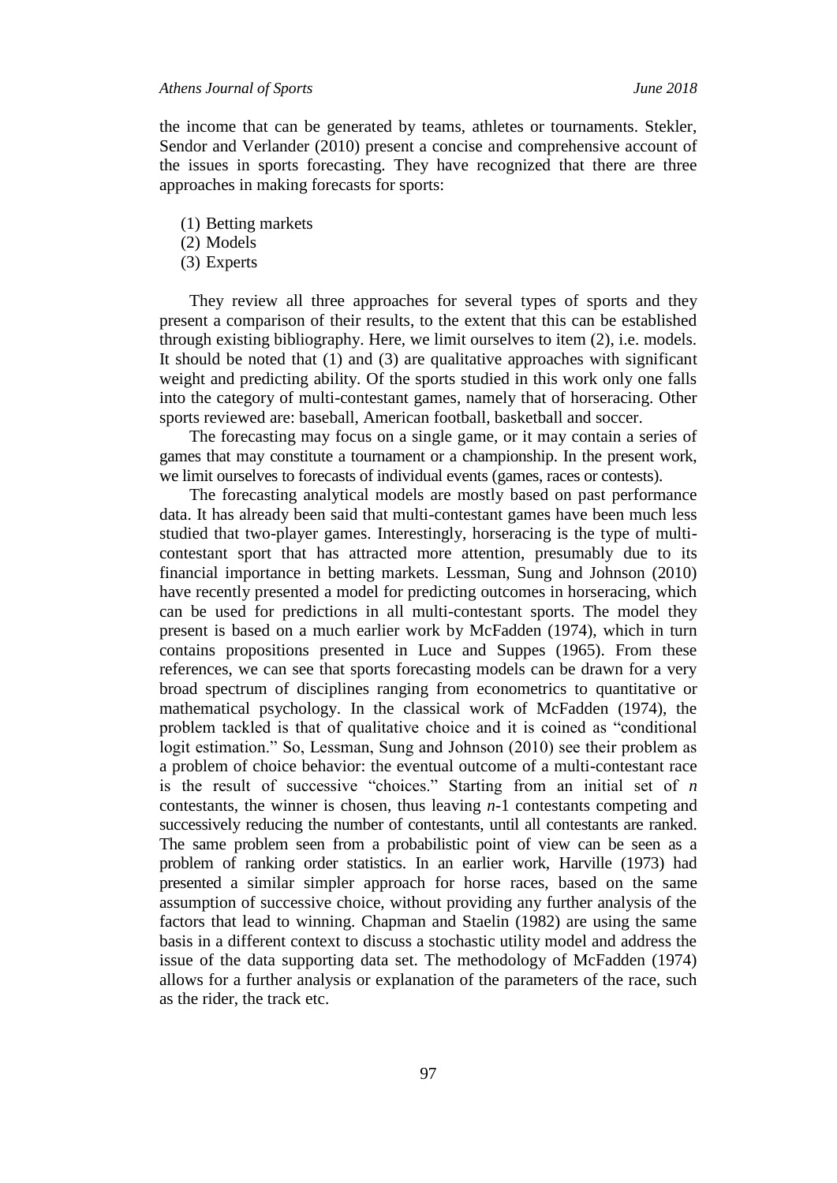the income that can be generated by teams, athletes or tournaments. Stekler, Sendor and Verlander (2010) present a concise and comprehensive account of the issues in sports forecasting. They have recognized that there are three approaches in making forecasts for sports:

(1) Betting markets
(2) Models
(3) Experts

They review all three approaches for several types of sports and they present a comparison of their results, to the extent that this can be established through existing bibliography. Here, we limit ourselves to item (2), i.e. models. It should be noted that (1) and (3) are qualitative approaches with significant weight and predicting ability. Of the sports studied in this work only one falls into the category of multi-contestant games, namely that of horseracing. Other sports reviewed are: baseball, American football, basketball and soccer.

The forecasting may focus on a single game, or it may contain a series of games that may constitute a tournament or a championship. In the present work, we limit ourselves to forecasts of individual events (games, races or contests).

The forecasting analytical models are mostly based on past performance data. It has already been said that multi-contestant games have been much less studied that two-player games. Interestingly, horseracing is the type of multi-contestant sport that has attracted more attention, presumably due to its financial importance in betting markets. Lessman, Sung and Johnson (2010) have recently presented a model for predicting outcomes in horseracing, which can be used for predictions in all multi-contestant sports. The model they present is based on a much earlier work by McFadden (1974), which in turn contains propositions presented in Luce and Suppes (1965). From these references, we can see that sports forecasting models can be drawn for a very broad spectrum of disciplines ranging from econometrics to quantitative or mathematical psychology. In the classical work of McFadden (1974), the problem tackled is that of qualitative choice and it is coined as "conditional logit estimation." So, Lessman, Sung and Johnson (2010) see their problem as a problem of choice behavior: the eventual outcome of a multi-contestant race is the result of successive "choices." Starting from an initial set of $n$ contestants, the winner is chosen, thus leaving $n$-1 contestants competing and successively reducing the number of contestants, until all contestants are ranked. The same problem seen from a probabilistic point of view can be seen as a problem of ranking order statistics. In an earlier work, Harville (1973) had presented a similar simpler approach for horse races, based on the same assumption of successive choice, without providing any further analysis of the factors that lead to winning. Chapman and Staelin (1982) are using the same basis in a different context to discuss a stochastic utility model and address the issue of the data supporting data set. The methodology of McFadden (1974) allows for a further analysis or explanation of the parameters of the race, such as the rider, the track etc.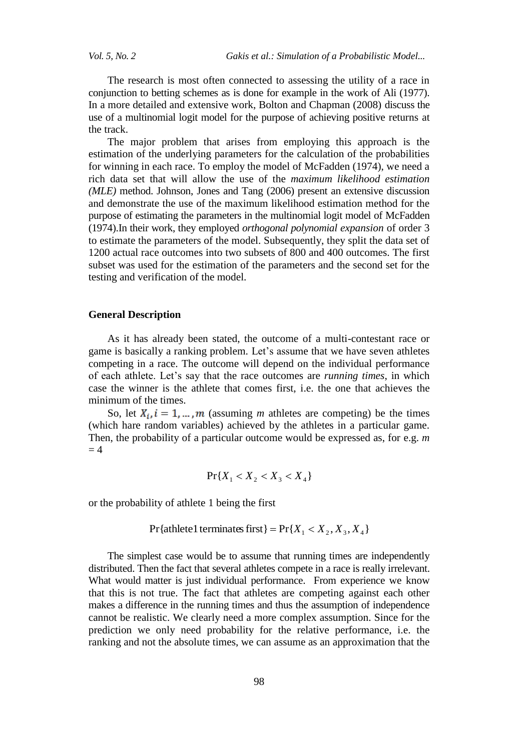The research is most often connected to assessing the utility of a race in conjunction to betting schemes as is done for example in the work of Ali (1977). In a more detailed and extensive work, Bolton and Chapman (2008) discuss the use of a multinomial logit model for the purpose of achieving positive returns at the track.

The major problem that arises from employing this approach is the estimation of the underlying parameters for the calculation of the probabilities for winning in each race. To employ the model of McFadden (1974), we need a rich data set that will allow the use of the *maximum likelihood estimation (MLE)* method. Johnson, Jones and Tang (2006) present an extensive discussion and demonstrate the use of the maximum likelihood estimation method for the purpose of estimating the parameters in the multinomial logit model of McFadden (1974).In their work, they employed *orthogonal polynomial expansion* of order 3 to estimate the parameters of the model. Subsequently, they split the data set of 1200 actual race outcomes into two subsets of 800 and 400 outcomes. The first subset was used for the estimation of the parameters and the second set for the testing and verification of the model.

## General Description

As it has already been stated, the outcome of a multi-contestant race or game is basically a ranking problem. Let's assume that we have seven athletes competing in a race. The outcome will depend on the individual performance of each athlete. Let's say that the race outcomes are *running times*, in which case the winner is the athlete that comes first, i.e. the one that achieves the minimum of the times.

So, let $X_i, i = 1, \dots, m$ (assuming *m* athletes are competing) be the times (which hare random variables) achieved by the athletes in a particular game. Then, the probability of a particular outcome would be expressed as, for e.g. $m = 4$

$$\Pr\{X_1 < X_2 < X_3 < X_4\}$$

or the probability of athlete 1 being the first

$$\Pr\{\text{athlete1 terminates first}\} = \Pr\{X_1 < X_2, X_3, X_4\}$$

The simplest case would be to assume that running times are independently distributed. Then the fact that several athletes compete in a race is really irrelevant. What would matter is just individual performance. From experience we know that this is not true. The fact that athletes are competing against each other makes a difference in the running times and thus the assumption of independence cannot be realistic. We clearly need a more complex assumption. Since for the prediction we only need probability for the relative performance, i.e. the ranking and not the absolute times, we can assume as an approximation that the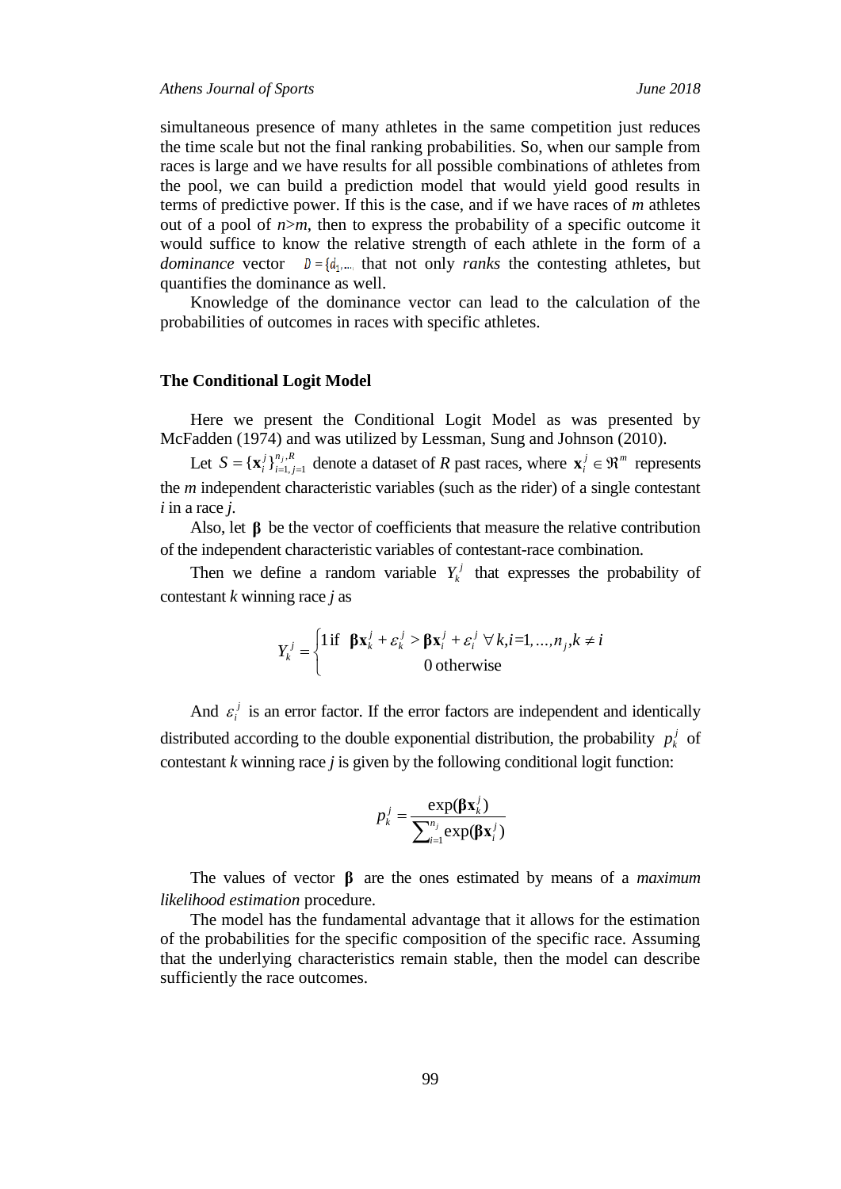simultaneous presence of many athletes in the same competition just reduces the time scale but not the final ranking probabilities. So, when our sample from races is large and we have results for all possible combinations of athletes from the pool, we can build a prediction model that would yield good results in terms of predictive power. If this is the case, and if we have races of *m* athletes out of a pool of *n*>*m*, then to express the probability of a specific outcome it would suffice to know the relative strength of each athlete in the form of a *dominance* vector $D = \{d_1, \ldots$ that not only *ranks* the contesting athletes, but quantifies the dominance as well.

Knowledge of the dominance vector can lead to the calculation of the probabilities of outcomes in races with specific athletes.

### The Conditional Logit Model

Here we present the Conditional Logit Model as was presented by McFadden (1974) and was utilized by Lessman, Sung and Johnson (2010).

Let $S = \{\mathbf{x}_i^j\}_{i=1, j=1}^{n_j, R}$ denote a dataset of *R* past races, where $\mathbf{x}_i^j \in \Re^m$ represents the *m* independent characteristic variables (such as the rider) of a single contestant *i* in a race *j*.

Also, let $\boldsymbol{\beta}$ be the vector of coefficients that measure the relative contribution of the independent characteristic variables of contestant-race combination.

Then we define a random variable $Y_k^j$ that expresses the probability of contestant *k* winning race *j* as

$$Y_k^j = \begin{cases} 1 \text{ if } \ \boldsymbol{\beta}\mathbf{x}_k^j + \varepsilon_k^j > \boldsymbol{\beta}\mathbf{x}_i^j + \varepsilon_i^j \ \forall\, k, i = 1, \ldots, n_j, k \neq i \\ \qquad\qquad 0 \text{ otherwise} \end{cases}$$

And $\varepsilon_i^j$ is an error factor. If the error factors are independent and identically distributed according to the double exponential distribution, the probability $p_k^j$ of contestant *k* winning race *j* is given by the following conditional logit function:

$$p_k^j = \frac{\exp(\boldsymbol{\beta}\mathbf{x}_k^j)}{\sum_{i=1}^{n_j} \exp(\boldsymbol{\beta}\mathbf{x}_i^j)}$$

The values of vector $\boldsymbol{\beta}$ are the ones estimated by means of a *maximum likelihood estimation* procedure.

The model has the fundamental advantage that it allows for the estimation of the probabilities for the specific composition of the specific race. Assuming that the underlying characteristics remain stable, then the model can describe sufficiently the race outcomes.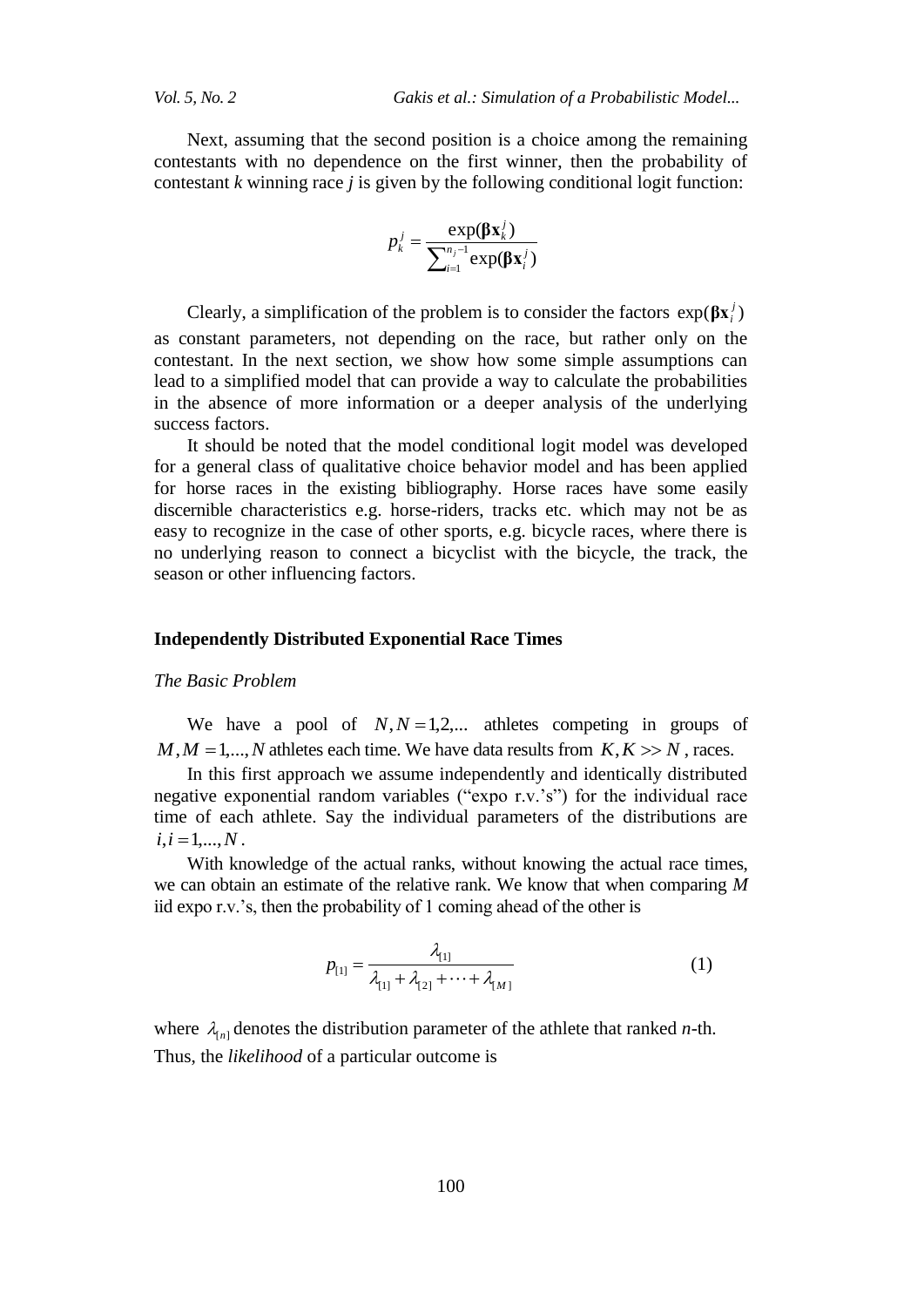Next, assuming that the second position is a choice among the remaining contestants with no dependence on the first winner, then the probability of contestant *k* winning race *j* is given by the following conditional logit function:

$$p_k^j = \frac{\exp(\boldsymbol{\beta}\mathbf{x}_k^j)}{\sum_{i=1}^{n_j-1}\exp(\boldsymbol{\beta}\mathbf{x}_i^j)}$$

Clearly, a simplification of the problem is to consider the factors $\exp(\boldsymbol{\beta}\mathbf{x}_i^j)$ as constant parameters, not depending on the race, but rather only on the contestant. In the next section, we show how some simple assumptions can lead to a simplified model that can provide a way to calculate the probabilities in the absence of more information or a deeper analysis of the underlying success factors.

It should be noted that the model conditional logit model was developed for a general class of qualitative choice behavior model and has been applied for horse races in the existing bibliography. Horse races have some easily discernible characteristics e.g. horse-riders, tracks etc. which may not be as easy to recognize in the case of other sports, e.g. bicycle races, where there is no underlying reason to connect a bicyclist with the bicycle, the track, the season or other influencing factors.

## Independently Distributed Exponential Race Times

### *The Basic Problem*

We have a pool of $N, N = 1,2,...$ athletes competing in groups of $M, M = 1,..., N$ athletes each time. We have data results from $K, K >> N$, races.

In this first approach we assume independently and identically distributed negative exponential random variables ("expo r.v.'s") for the individual race time of each athlete. Say the individual parameters of the distributions are $i, i = 1,..., N$.

With knowledge of the actual ranks, without knowing the actual race times, we can obtain an estimate of the relative rank. We know that when comparing *M* iid expo r.v.'s, then the probability of 1 coming ahead of the other is

$$p_{[1]} = \frac{\lambda_{[1]}}{\lambda_{[1]} + \lambda_{[2]} + \cdots + \lambda_{[M]}} \tag{1}$$

where $\lambda_{[n]}$ denotes the distribution parameter of the athlete that ranked *n*-th.

Thus, the *likelihood* of a particular outcome is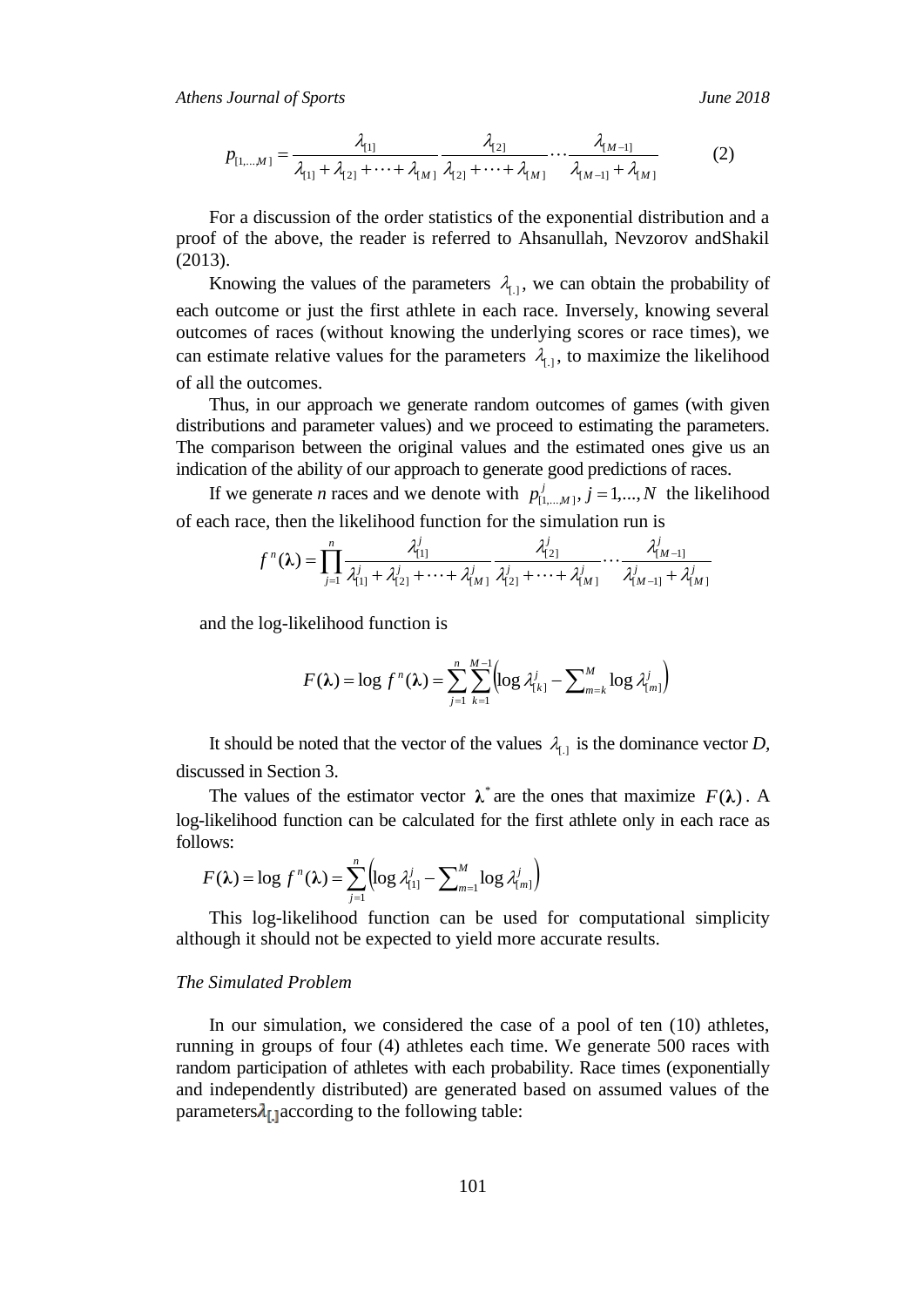$$p_{[1,\ldots,M]} = \frac{\lambda_{[1]}}{\lambda_{[1]} + \lambda_{[2]} + \cdots + \lambda_{[M]}} \frac{\lambda_{[2]}}{\lambda_{[2]} + \cdots + \lambda_{[M]}} \cdots \frac{\lambda_{[M-1]}}{\lambda_{[M-1]} + \lambda_{[M]}} \qquad (2)$$

For a discussion of the order statistics of the exponential distribution and a proof of the above, the reader is referred to Ahsanullah, Nevzorov andShakil (2013).

Knowing the values of the parameters $\lambda_{[.]}$, we can obtain the probability of each outcome or just the first athlete in each race. Inversely, knowing several outcomes of races (without knowing the underlying scores or race times), we can estimate relative values for the parameters $\lambda_{[.]}$, to maximize the likelihood of all the outcomes.

Thus, in our approach we generate random outcomes of games (with given distributions and parameter values) and we proceed to estimating the parameters. The comparison between the original values and the estimated ones give us an indication of the ability of our approach to generate good predictions of races.

If we generate *n* races and we denote with $p^{j}_{[1,\ldots,M]}, j = 1,\ldots,N$ the likelihood of each race, then the likelihood function for the simulation run is

$$f^{n}(\boldsymbol{\lambda}) = \prod_{j=1}^{n} \frac{\lambda^{j}_{[1]}}{\lambda^{j}_{[1]} + \lambda^{j}_{[2]} + \cdots + \lambda^{j}_{[M]}} \frac{\lambda^{j}_{[2]}}{\lambda^{j}_{[2]} + \cdots + \lambda^{j}_{[M]}} \cdots \frac{\lambda^{j}_{[M-1]}}{\lambda^{j}_{[M-1]} + \lambda^{j}_{[M]}}$$

and the log-likelihood function is

$$F(\boldsymbol{\lambda}) = \log f^{n}(\boldsymbol{\lambda}) = \sum_{j=1}^{n} \sum_{k=1}^{M-1} \left( \log \lambda^{j}_{[k]} - \sum\nolimits_{m=k}^{M} \log \lambda^{j}_{[m]} \right)$$

It should be noted that the vector of the values $\lambda_{[.]}$ is the dominance vector *D*, discussed in Section 3.

The values of the estimator vector $\boldsymbol{\lambda}^{*}$ are the ones that maximize $F(\boldsymbol{\lambda})$. A log-likelihood function can be calculated for the first athlete only in each race as follows:

$$F(\boldsymbol{\lambda}) = \log f^{n}(\boldsymbol{\lambda}) = \sum_{j=1}^{n} \left( \log \lambda^{j}_{[1]} - \sum\nolimits_{m=1}^{M} \log \lambda^{j}_{[m]} \right)$$

This log-likelihood function can be used for computational simplicity although it should not be expected to yield more accurate results.

*The Simulated Problem*

In our simulation, we considered the case of a pool of ten (10) athletes, running in groups of four (4) athletes each time. We generate 500 races with random participation of athletes with each probability. Race times (exponentially and independently distributed) are generated based on assumed values of the parameters $\boldsymbol{\lambda}_{[.]}$ according to the following table: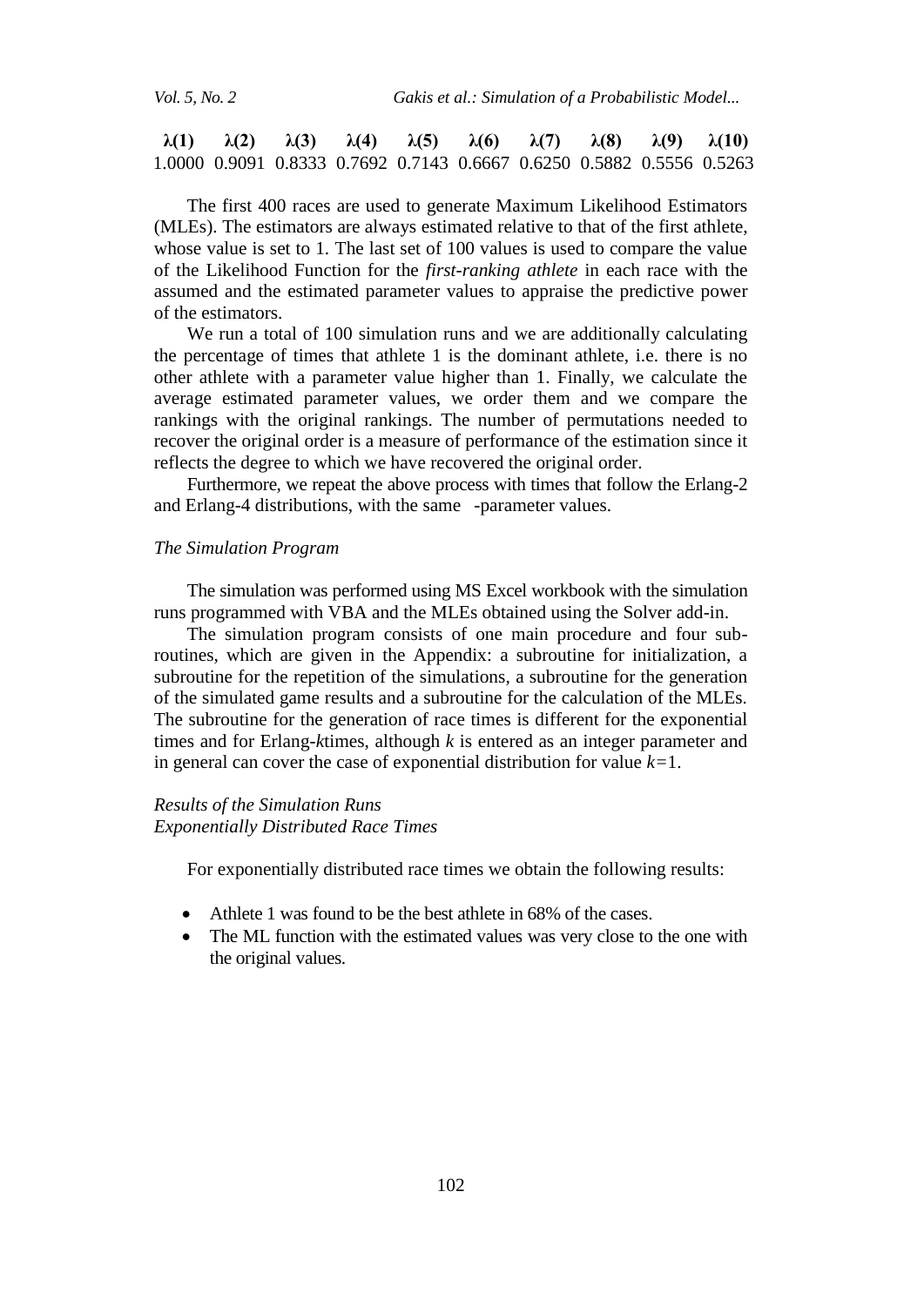| $\lambda(1)$ | $\lambda(2)$ | $\lambda(3)$ | $\lambda(4)$ | $\lambda(5)$ | $\lambda(6)$ | $\lambda(7)$ | $\lambda(8)$ | $\lambda(9)$ | $\lambda(10)$ |
|---|---|---|---|---|---|---|---|---|---|
| 1.0000 | 0.9091 | 0.8333 | 0.7692 | 0.7143 | 0.6667 | 0.6250 | 0.5882 | 0.5556 | 0.5263 |

The first 400 races are used to generate Maximum Likelihood Estimators (MLEs). The estimators are always estimated relative to that of the first athlete, whose value is set to 1. The last set of 100 values is used to compare the value of the Likelihood Function for the *first-ranking athlete* in each race with the assumed and the estimated parameter values to appraise the predictive power of the estimators.

We run a total of 100 simulation runs and we are additionally calculating the percentage of times that athlete 1 is the dominant athlete, i.e. there is no other athlete with a parameter value higher than 1. Finally, we calculate the average estimated parameter values, we order them and we compare the rankings with the original rankings. The number of permutations needed to recover the original order is a measure of performance of the estimation since it reflects the degree to which we have recovered the original order.

Furthermore, we repeat the above process with times that follow the Erlang-2 and Erlang-4 distributions, with the same -parameter values.

*The Simulation Program*

The simulation was performed using MS Excel workbook with the simulation runs programmed with VBA and the MLEs obtained using the Solver add-in.

The simulation program consists of one main procedure and four sub-routines, which are given in the Appendix: a subroutine for initialization, a subroutine for the repetition of the simulations, a subroutine for the generation of the simulated game results and a subroutine for the calculation of the MLEs. The subroutine for the generation of race times is different for the exponential times and for Erlang-*k*times, although $k$ is entered as an integer parameter and in general can cover the case of exponential distribution for value $k=1$.

*Results of the Simulation Runs*
*Exponentially Distributed Race Times*

For exponentially distributed race times we obtain the following results:

- Athlete 1 was found to be the best athlete in 68% of the cases.
- The ML function with the estimated values was very close to the one with the original values.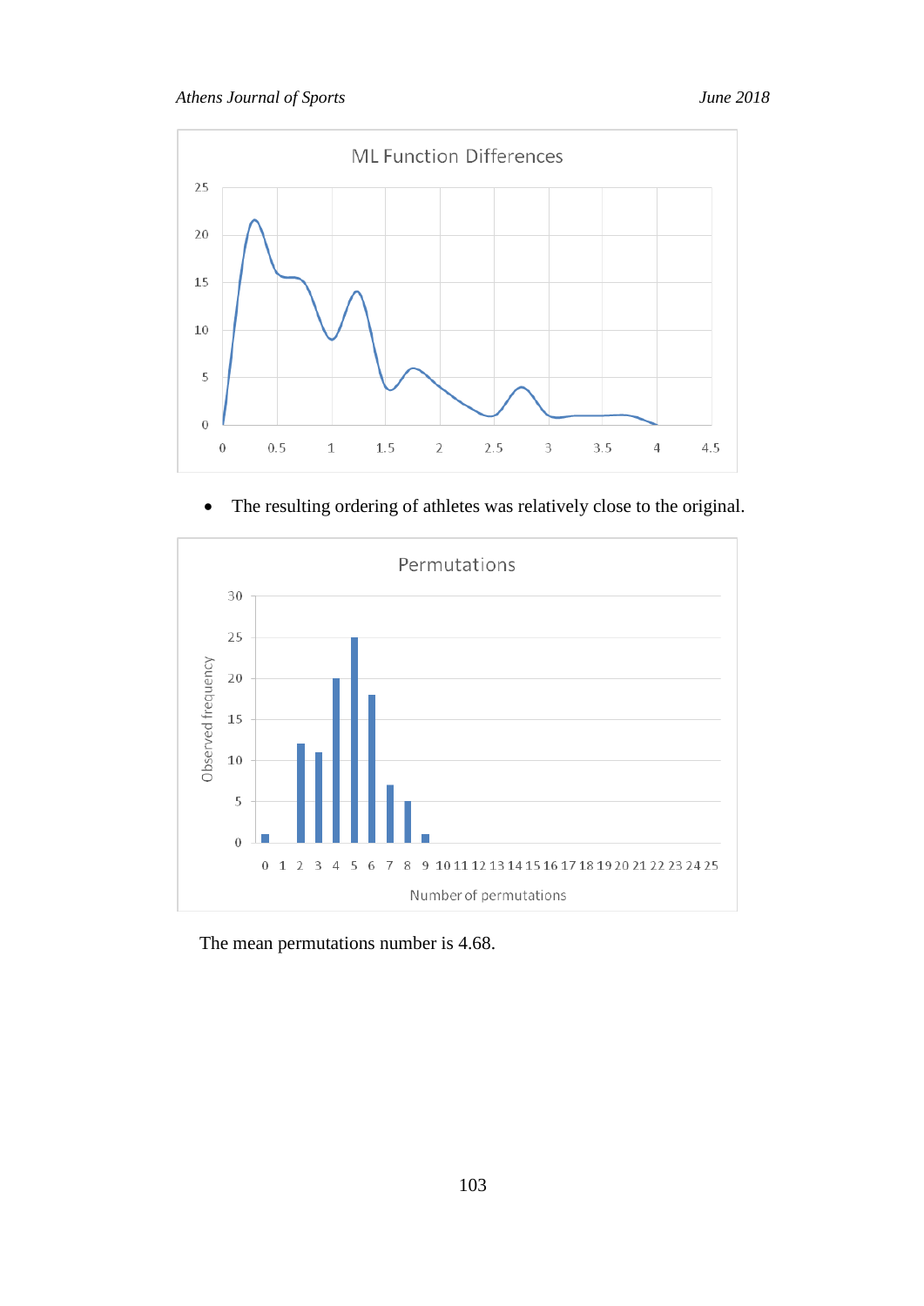- The resulting ordering of athletes was relatively close to the original.

The mean permutations number is 4.68.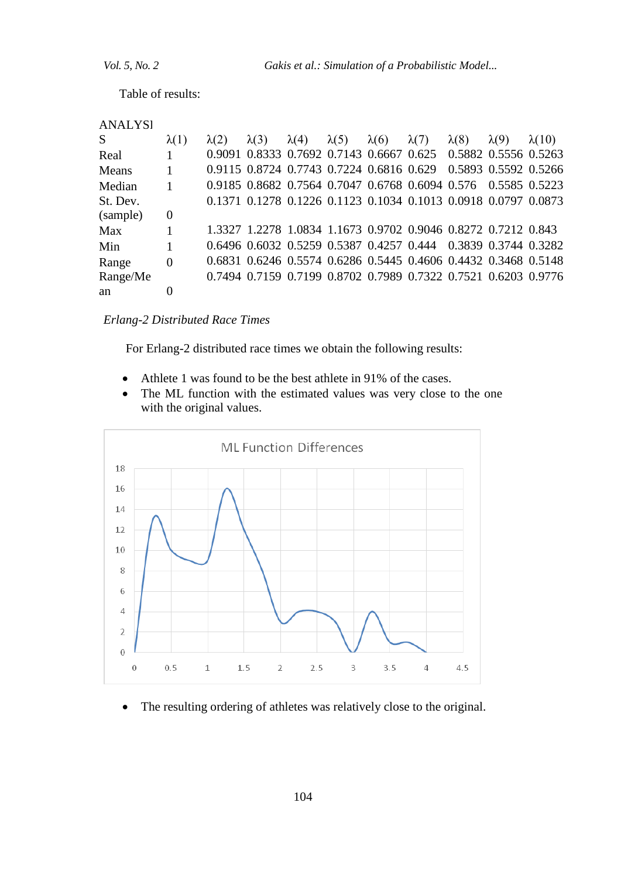Table of results:

| ANALYSIS | λ(1) | λ(2) | λ(3) | λ(4) | λ(5) | λ(6) | λ(7) | λ(8) | λ(9) | λ(10) |
|---|---|---|---|---|---|---|---|---|---|---|
| Real | 1 | 0.9091 | 0.8333 | 0.7692 | 0.7143 | 0.6667 | 0.625 | 0.5882 | 0.5556 | 0.5263 |
| Means | 1 | 0.9115 | 0.8724 | 0.7743 | 0.7224 | 0.6816 | 0.629 | 0.5893 | 0.5592 | 0.5266 |
| Median | 1 | 0.9185 | 0.8682 | 0.7564 | 0.7047 | 0.6768 | 0.6094 | 0.576 | 0.5585 | 0.5223 |
| St. Dev. (sample) | 0 | 0.1371 | 0.1278 | 0.1226 | 0.1123 | 0.1034 | 0.1013 | 0.0918 | 0.0797 | 0.0873 |
| Max | 1 | 1.3327 | 1.2278 | 1.0834 | 1.1673 | 0.9702 | 0.9046 | 0.8272 | 0.7212 | 0.843 |
| Min | 1 | 0.6496 | 0.6032 | 0.5259 | 0.5387 | 0.4257 | 0.444 | 0.3839 | 0.3744 | 0.3282 |
| Range | 0 | 0.6831 | 0.6246 | 0.5574 | 0.6286 | 0.5445 | 0.4606 | 0.4432 | 0.3468 | 0.5148 |
| Range/Mean | 0 | 0.7494 | 0.7159 | 0.7199 | 0.8702 | 0.7989 | 0.7322 | 0.7521 | 0.6203 | 0.9776 |

*Erlang-2 Distributed Race Times*

For Erlang-2 distributed race times we obtain the following results:

- Athlete 1 was found to be the best athlete in 91% of the cases.
- The ML function with the estimated values was very close to the one with the original values.

- The resulting ordering of athletes was relatively close to the original.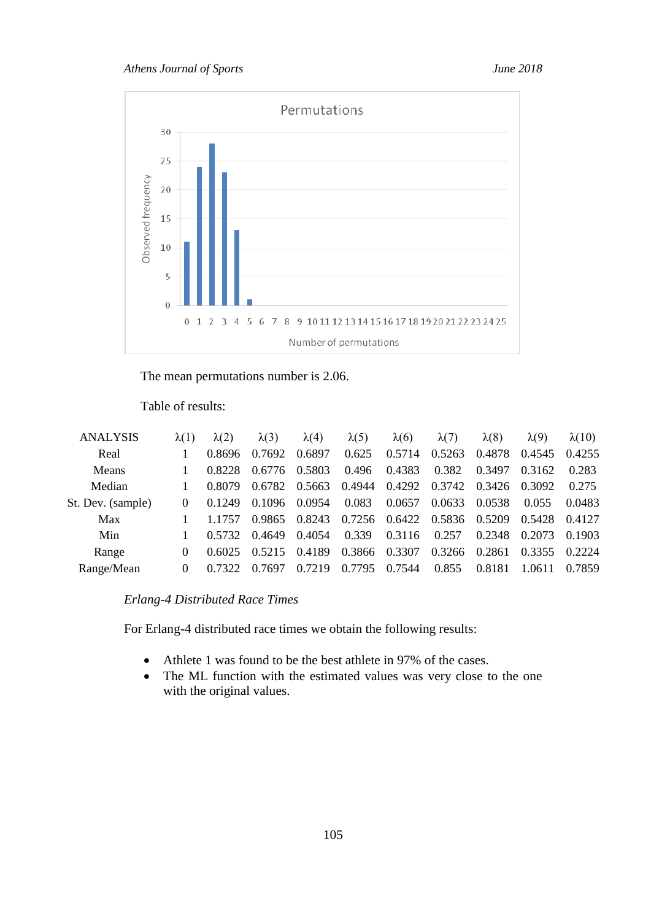The mean permutations number is 2.06.

Table of results:

| ANALYSIS | $\lambda(1)$ | $\lambda(2)$ | $\lambda(3)$ | $\lambda(4)$ | $\lambda(5)$ | $\lambda(6)$ | $\lambda(7)$ | $\lambda(8)$ | $\lambda(9)$ | $\lambda(10)$ |
|---|---|---|---|---|---|---|---|---|---|---|
| Real | 1 | 0.8696 | 0.7692 | 0.6897 | 0.625 | 0.5714 | 0.5263 | 0.4878 | 0.4545 | 0.4255 |
| Means | 1 | 0.8228 | 0.6776 | 0.5803 | 0.496 | 0.4383 | 0.382 | 0.3497 | 0.3162 | 0.283 |
| Median | 1 | 0.8079 | 0.6782 | 0.5663 | 0.4944 | 0.4292 | 0.3742 | 0.3426 | 0.3092 | 0.275 |
| St. Dev. (sample) | 0 | 0.1249 | 0.1096 | 0.0954 | 0.083 | 0.0657 | 0.0633 | 0.0538 | 0.055 | 0.0483 |
| Max | 1 | 1.1757 | 0.9865 | 0.8243 | 0.7256 | 0.6422 | 0.5836 | 0.5209 | 0.5428 | 0.4127 |
| Min | 1 | 0.5732 | 0.4649 | 0.4054 | 0.339 | 0.3116 | 0.257 | 0.2348 | 0.2073 | 0.1903 |
| Range | 0 | 0.6025 | 0.5215 | 0.4189 | 0.3866 | 0.3307 | 0.3266 | 0.2861 | 0.3355 | 0.2224 |
| Range/Mean | 0 | 0.7322 | 0.7697 | 0.7219 | 0.7795 | 0.7544 | 0.855 | 0.8181 | 1.0611 | 0.7859 |

*Erlang-4 Distributed Race Times*

For Erlang-4 distributed race times we obtain the following results:

- Athlete 1 was found to be the best athlete in 97% of the cases.
- The ML function with the estimated values was very close to the one with the original values.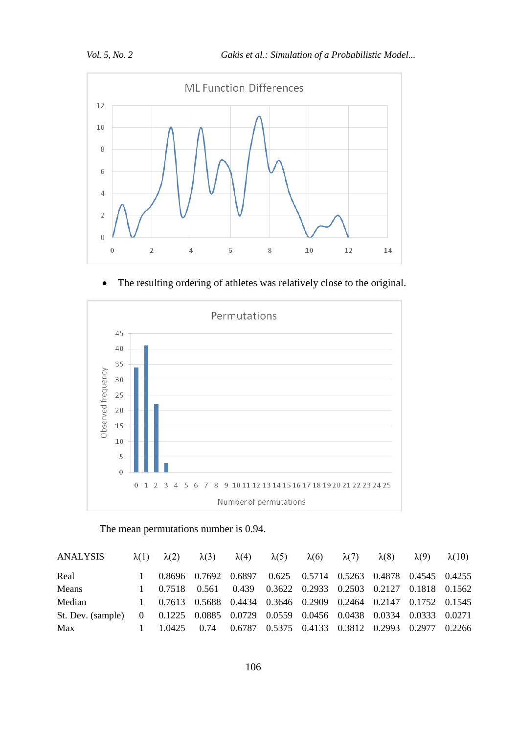- The resulting ordering of athletes was relatively close to the original.

The mean permutations number is 0.94.

| ANALYSIS | λ(1) | λ(2) | λ(3) | λ(4) | λ(5) | λ(6) | λ(7) | λ(8) | λ(9) | λ(10) |
|---|---|---|---|---|---|---|---|---|---|---|
| Real | 1 | 0.8696 | 0.7692 | 0.6897 | 0.625 | 0.5714 | 0.5263 | 0.4878 | 0.4545 | 0.4255 |
| Means | 1 | 0.7518 | 0.561 | 0.439 | 0.3622 | 0.2933 | 0.2503 | 0.2127 | 0.1818 | 0.1562 |
| Median | 1 | 0.7613 | 0.5688 | 0.4434 | 0.3646 | 0.2909 | 0.2464 | 0.2147 | 0.1752 | 0.1545 |
| St. Dev. (sample) | 0 | 0.1225 | 0.0885 | 0.0729 | 0.0559 | 0.0456 | 0.0438 | 0.0334 | 0.0333 | 0.0271 |
| Max | 1 | 1.0425 | 0.74 | 0.6787 | 0.5375 | 0.4133 | 0.3812 | 0.2993 | 0.2977 | 0.2266 |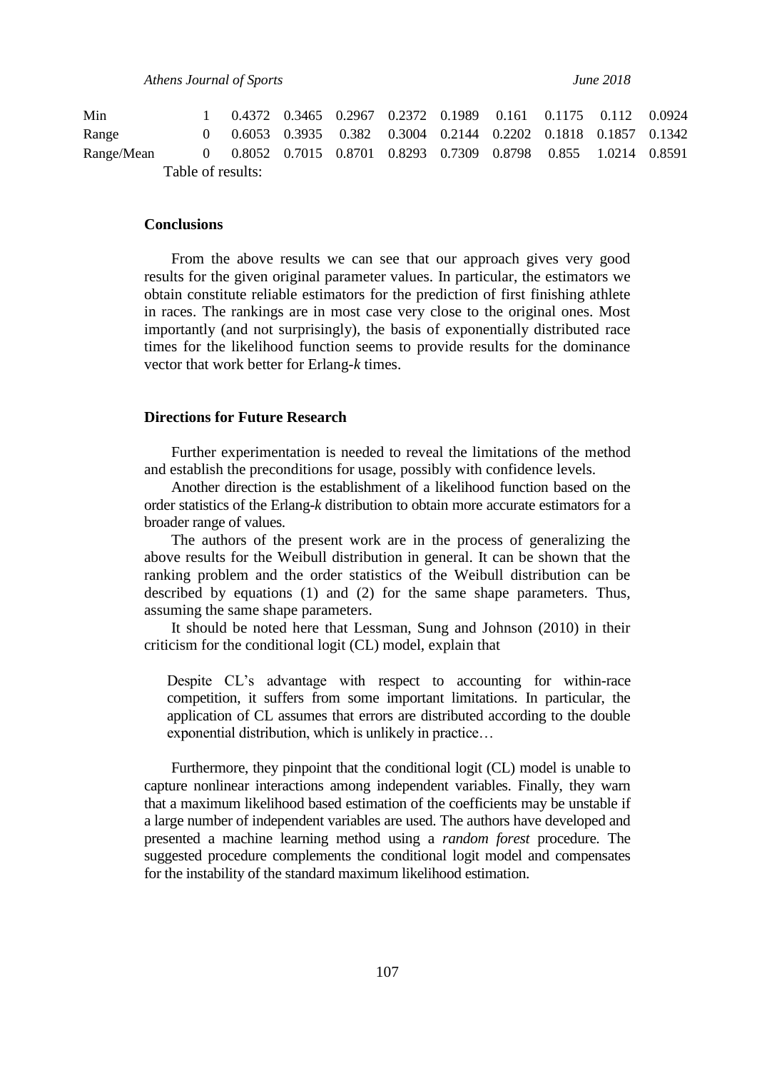| Min | 1 | 0.4372 | 0.3465 | 0.2967 | 0.2372 | 0.1989 | 0.161 | 0.1175 | 0.112 | 0.0924 |
|---|---|---|---|---|---|---|---|---|---|---|
| Range | 0 | 0.6053 | 0.3935 | 0.382 | 0.3004 | 0.2144 | 0.2202 | 0.1818 | 0.1857 | 0.1342 |
| Range/Mean | 0 | 0.8052 | 0.7015 | 0.8701 | 0.8293 | 0.7309 | 0.8798 | 0.855 | 1.0214 | 0.8591 |

Table of results:

## Conclusions

From the above results we can see that our approach gives very good results for the given original parameter values. In particular, the estimators we obtain constitute reliable estimators for the prediction of first finishing athlete in races. The rankings are in most case very close to the original ones. Most importantly (and not surprisingly), the basis of exponentially distributed race times for the likelihood function seems to provide results for the dominance vector that work better for Erlang-*k* times.

## Directions for Future Research

Further experimentation is needed to reveal the limitations of the method and establish the preconditions for usage, possibly with confidence levels.

Another direction is the establishment of a likelihood function based on the order statistics of the Erlang-*k* distribution to obtain more accurate estimators for a broader range of values.

The authors of the present work are in the process of generalizing the above results for the Weibull distribution in general. It can be shown that the ranking problem and the order statistics of the Weibull distribution can be described by equations (1) and (2) for the same shape parameters. Thus, assuming the same shape parameters.

It should be noted here that Lessman, Sung and Johnson (2010) in their criticism for the conditional logit (CL) model, explain that

> Despite CL's advantage with respect to accounting for within-race competition, it suffers from some important limitations. In particular, the application of CL assumes that errors are distributed according to the double exponential distribution, which is unlikely in practice…

Furthermore, they pinpoint that the conditional logit (CL) model is unable to capture nonlinear interactions among independent variables. Finally, they warn that a maximum likelihood based estimation of the coefficients may be unstable if a large number of independent variables are used. The authors have developed and presented a machine learning method using a *random forest* procedure. The suggested procedure complements the conditional logit model and compensates for the instability of the standard maximum likelihood estimation.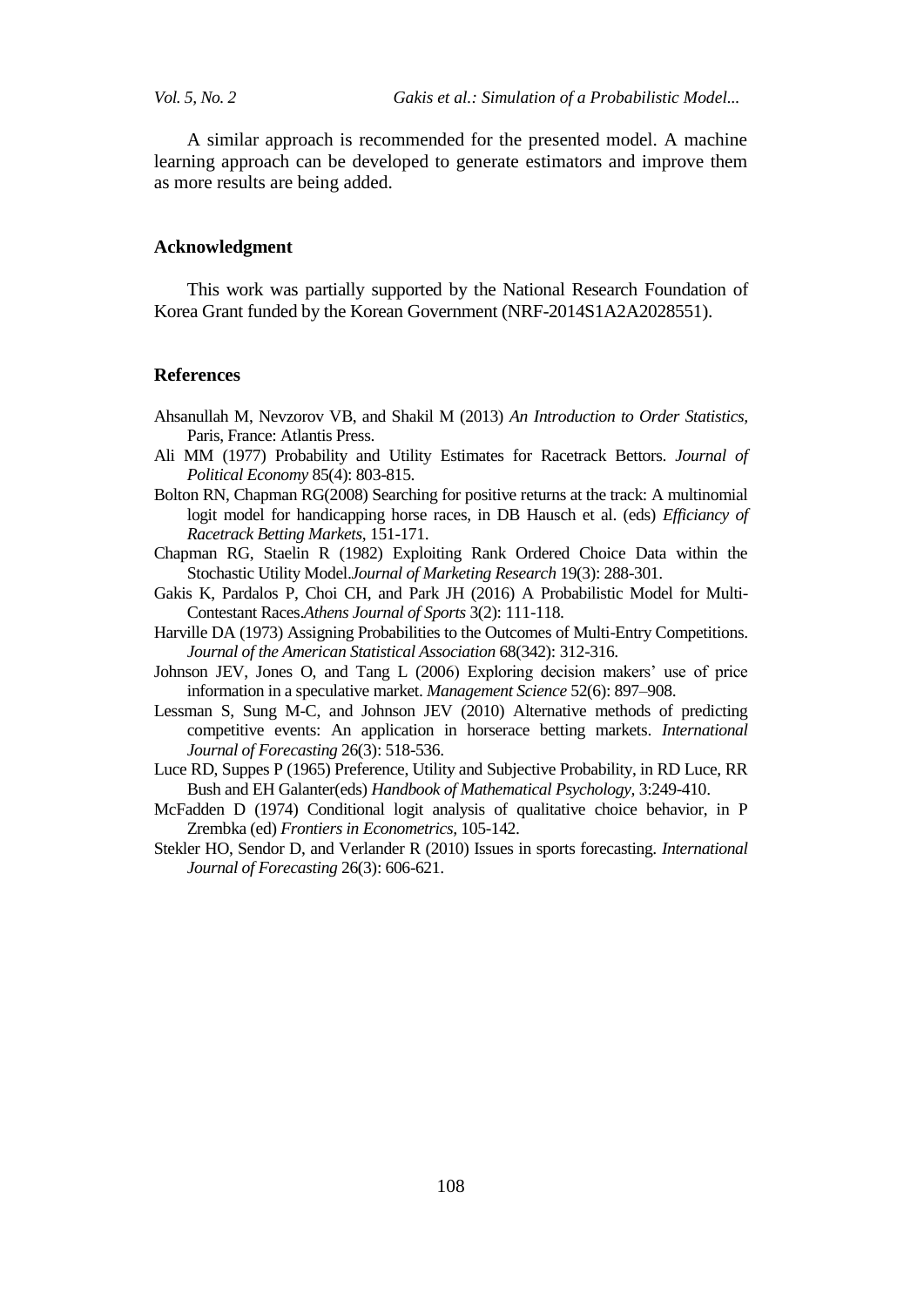A similar approach is recommended for the presented model. A machine learning approach can be developed to generate estimators and improve them as more results are being added.

## Acknowledgment

This work was partially supported by the National Research Foundation of Korea Grant funded by the Korean Government (NRF-2014S1A2A2028551).

## References

Ahsanullah M, Nevzorov VB, and Shakil M (2013) *An Introduction to Order Statistics,* Paris, France: Atlantis Press.

Ali MM (1977) Probability and Utility Estimates for Racetrack Bettors. *Journal of Political Economy* 85(4): 803-815.

Bolton RN, Chapman RG(2008) Searching for positive returns at the track: A multinomial logit model for handicapping horse races, in DB Hausch et al. (eds) *Efficiancy of Racetrack Betting Markets*, 151-171.

Chapman RG, Staelin R (1982) Exploiting Rank Ordered Choice Data within the Stochastic Utility Model.*Journal of Marketing Research* 19(3): 288-301.

Gakis K, Pardalos P, Choi CH, and Park JH (2016) A Probabilistic Model for Multi-Contestant Races.*Athens Journal of Sports* 3(2): 111-118.

Harville DA (1973) Assigning Probabilities to the Outcomes of Multi-Entry Competitions. *Journal of the American Statistical Association* 68(342): 312-316.

Johnson JEV, Jones O, and Tang L (2006) Exploring decision makers' use of price information in a speculative market. *Management Science* 52(6): 897–908.

Lessman S, Sung M-C, and Johnson JEV (2010) Alternative methods of predicting competitive events: An application in horserace betting markets. *International Journal of Forecasting* 26(3): 518-536.

Luce RD, Suppes P (1965) Preference, Utility and Subjective Probability, in RD Luce, RR Bush and EH Galanter(eds) *Handbook of Mathematical Psychology,* 3:249-410.

McFadden D (1974) Conditional logit analysis of qualitative choice behavior, in P Zrembka (ed) *Frontiers in Econometrics,* 105-142.

Stekler HO, Sendor D, and Verlander R (2010) Issues in sports forecasting. *International Journal of Forecasting* 26(3): 606-621.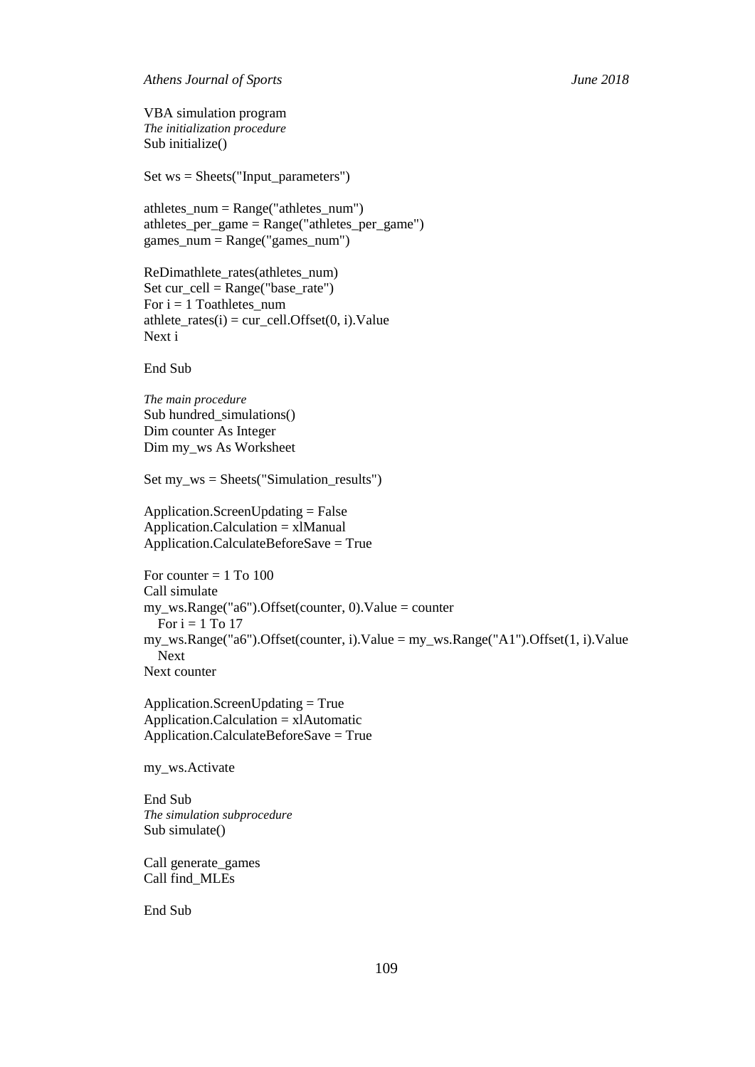VBA simulation program

*The initialization procedure*

```
Sub initialize()

Set ws = Sheets("Input_parameters")

athletes_num = Range("athletes_num")
athletes_per_game = Range("athletes_per_game")
games_num = Range("games_num")

ReDimathlete_rates(athletes_num)
Set cur_cell = Range("base_rate")
For i = 1 Toathletes_num
athlete_rates(i) = cur_cell.Offset(0, i).Value
Next i

End Sub
```

*The main procedure*

```
Sub hundred_simulations()
Dim counter As Integer
Dim my_ws As Worksheet

Set my_ws = Sheets("Simulation_results")

Application.ScreenUpdating = False
Application.Calculation = xlManual
Application.CalculateBeforeSave = True

For counter = 1 To 100
Call simulate
my_ws.Range("a6").Offset(counter, 0).Value = counter
   For i = 1 To 17
my_ws.Range("a6").Offset(counter, i).Value = my_ws.Range("A1").Offset(1, i).Value
   Next
Next counter

Application.ScreenUpdating = True
Application.Calculation = xlAutomatic
Application.CalculateBeforeSave = True

my_ws.Activate

End Sub
```

*The simulation subprocedure*

```
Sub simulate()

Call generate_games
Call find_MLEs

End Sub
```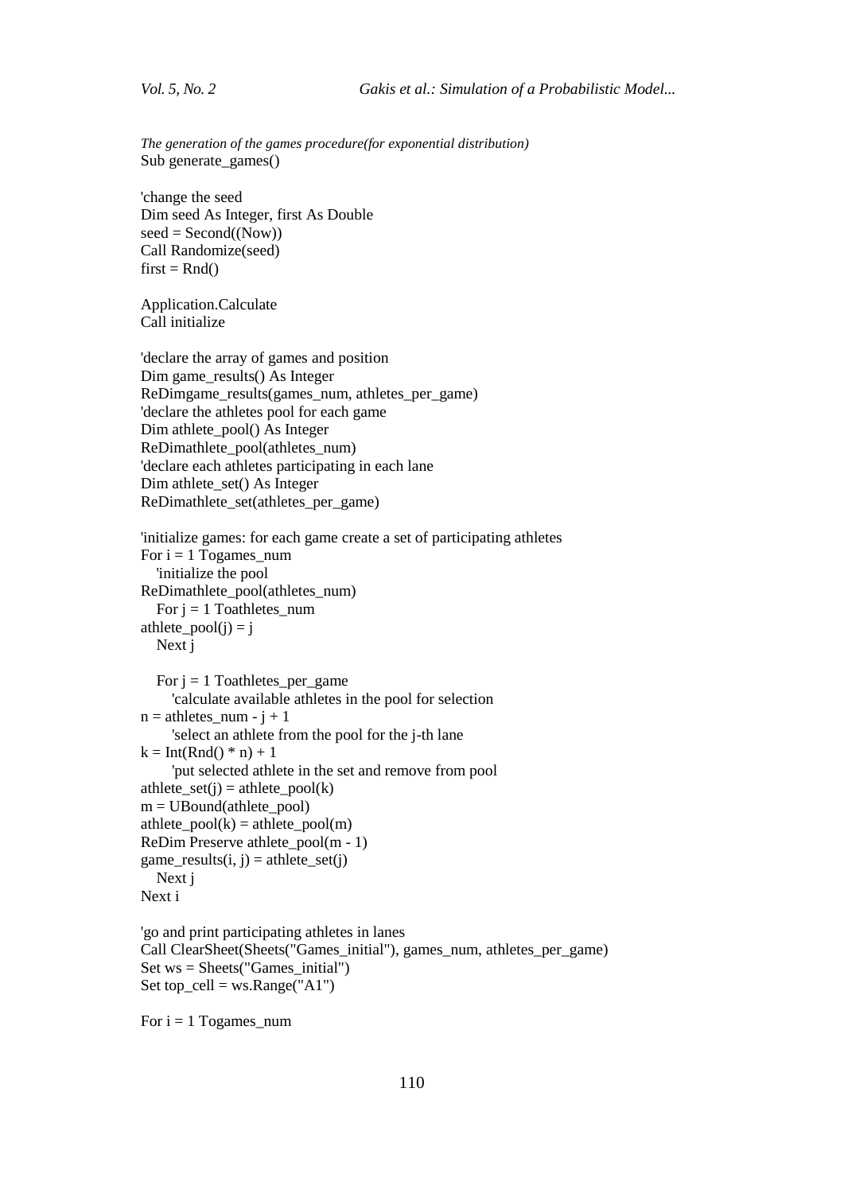*The generation of the games procedure(for exponential distribution)*

```
Sub generate_games()

'change the seed
Dim seed As Integer, first As Double
seed = Second((Now))
Call Randomize(seed)
first = Rnd()

Application.Calculate
Call initialize

'declare the array of games and position
Dim game_results() As Integer
ReDimgame_results(games_num, athletes_per_game)
'declare the athletes pool for each game
Dim athlete_pool() As Integer
ReDimathlete_pool(athletes_num)
'declare each athletes participating in each lane
Dim athlete_set() As Integer
ReDimathlete_set(athletes_per_game)

'initialize games: for each game create a set of participating athletes
For i = 1 Togames_num
   'initialize the pool
ReDimathlete_pool(athletes_num)
   For j = 1 Toathletes_num
athlete_pool(j) = j
   Next j

   For j = 1 Toathletes_per_game
      'calculate available athletes in the pool for selection
n = athletes_num - j + 1
      'select an athlete from the pool for the j-th lane
k = Int(Rnd() * n) + 1
      'put selected athlete in the set and remove from pool
athlete_set(j) = athlete_pool(k)
m = UBound(athlete_pool)
athlete_pool(k) = athlete_pool(m)
ReDim Preserve athlete_pool(m - 1)
game_results(i, j) = athlete_set(j)
   Next j
Next i

'go and print participating athletes in lanes
Call ClearSheet(Sheets("Games_initial"), games_num, athletes_per_game)
Set ws = Sheets("Games_initial")
Set top_cell = ws.Range("A1")

For i = 1 Togames_num
```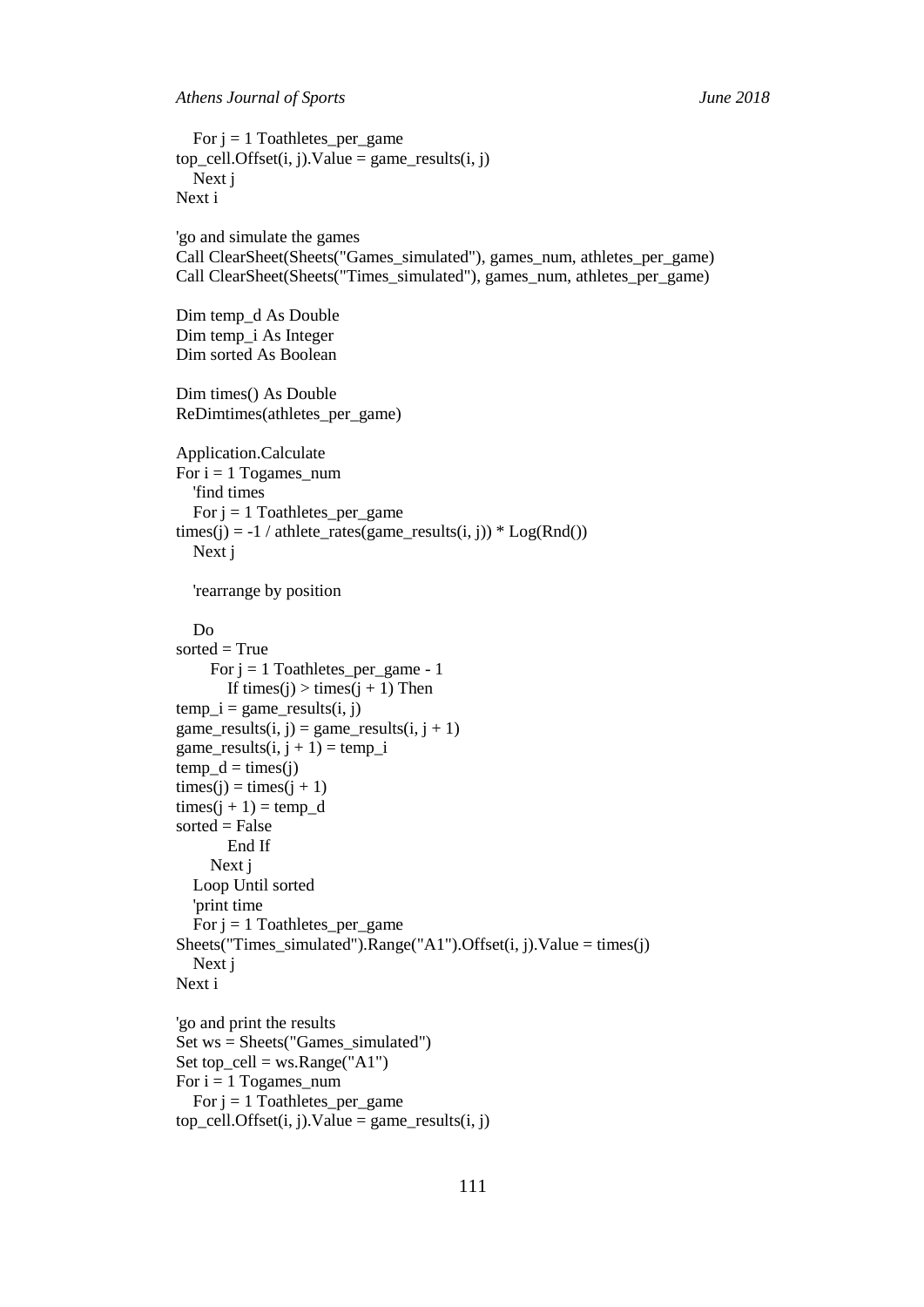```
   For j = 1 Toathletes_per_game
top_cell.Offset(i, j).Value = game_results(i, j)
   Next j
Next i

'go and simulate the games
Call ClearSheet(Sheets("Games_simulated"), games_num, athletes_per_game)
Call ClearSheet(Sheets("Times_simulated"), games_num, athletes_per_game)

Dim temp_d As Double
Dim temp_i As Integer
Dim sorted As Boolean

Dim times() As Double
ReDimtimes(athletes_per_game)

Application.Calculate
For i = 1 Togames_num
   'find times
   For j = 1 Toathletes_per_game
times(j) = -1 / athlete_rates(game_results(i, j)) * Log(Rnd())
   Next j

   'rearrange by position

   Do
sorted = True
      For j = 1 Toathletes_per_game - 1
         If times(j) > times(j + 1) Then
temp_i = game_results(i, j)
game_results(i, j) = game_results(i, j + 1)
game_results(i, j + 1) = temp_i
temp_d = times(j)
times(j) = times(j + 1)
times(j + 1) = temp_d
sorted = False
         End If
      Next j
   Loop Until sorted
   'print time
   For j = 1 Toathletes_per_game
Sheets("Times_simulated").Range("A1").Offset(i, j).Value = times(j)
   Next j
Next i

'go and print the results
Set ws = Sheets("Games_simulated")
Set top_cell = ws.Range("A1")
For i = 1 Togames_num
   For j = 1 Toathletes_per_game
top_cell.Offset(i, j).Value = game_results(i, j)
```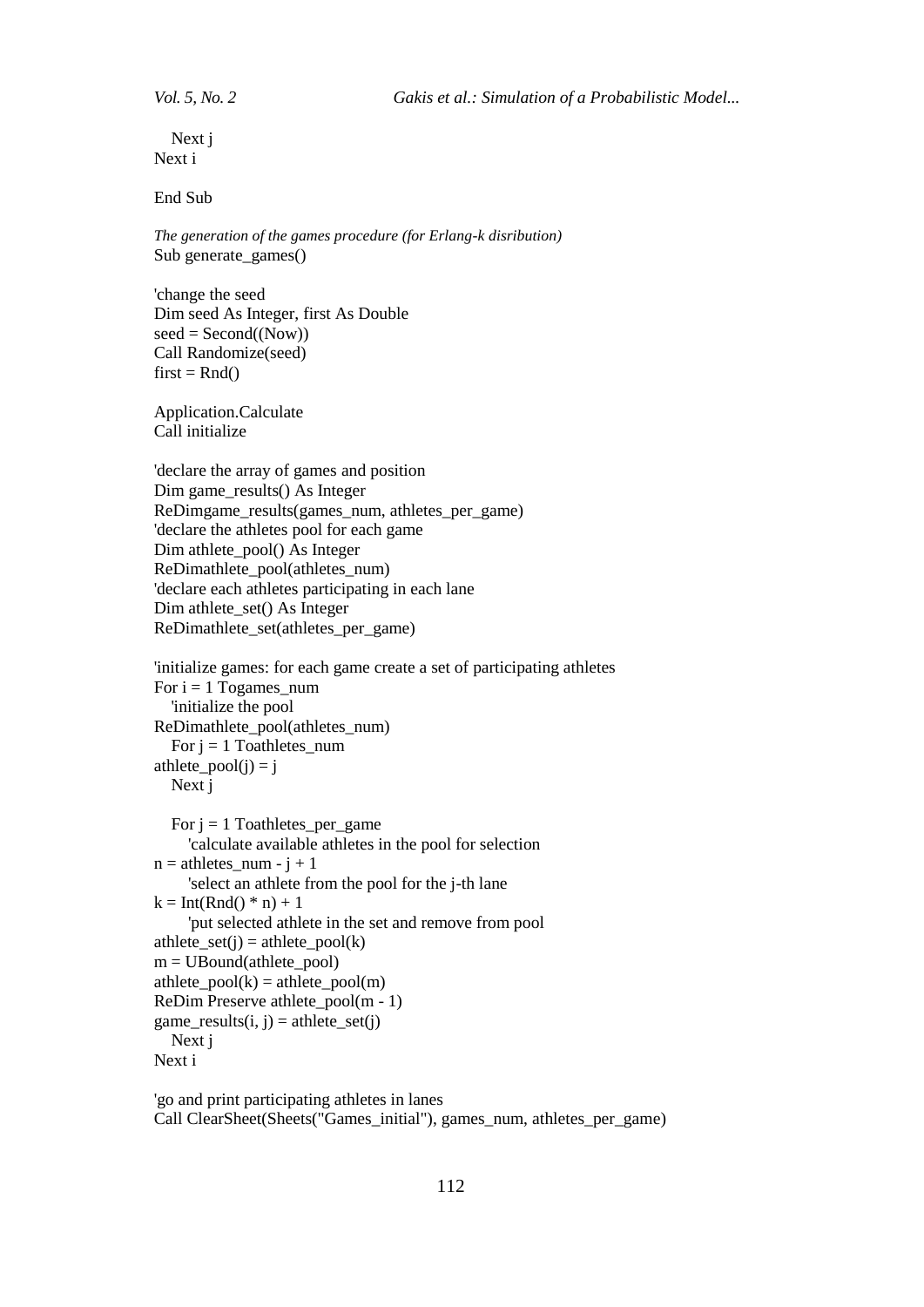```
   Next j
Next i

End Sub
```

*The generation of the games procedure (for Erlang-k disribution)*

```
Sub generate_games()

'change the seed
Dim seed As Integer, first As Double
seed = Second((Now))
Call Randomize(seed)
first = Rnd()

Application.Calculate
Call initialize

'declare the array of games and position
Dim game_results() As Integer
ReDimgame_results(games_num, athletes_per_game)
'declare the athletes pool for each game
Dim athlete_pool() As Integer
ReDimathlete_pool(athletes_num)
'declare each athletes participating in each lane
Dim athlete_set() As Integer
ReDimathlete_set(athletes_per_game)

'initialize games: for each game create a set of participating athletes
For i = 1 Togames_num
   'initialize the pool
ReDimathlete_pool(athletes_num)
   For j = 1 Toathletes_num
athlete_pool(j) = j
   Next j

   For j = 1 Toathletes_per_game
      'calculate available athletes in the pool for selection
n = athletes_num - j + 1
      'select an athlete from the pool for the j-th lane
k = Int(Rnd() * n) + 1
      'put selected athlete in the set and remove from pool
athlete_set(j) = athlete_pool(k)
m = UBound(athlete_pool)
athlete_pool(k) = athlete_pool(m)
ReDim Preserve athlete_pool(m - 1)
game_results(i, j) = athlete_set(j)
   Next j
Next i

'go and print participating athletes in lanes
Call ClearSheet(Sheets("Games_initial"), games_num, athletes_per_game)
```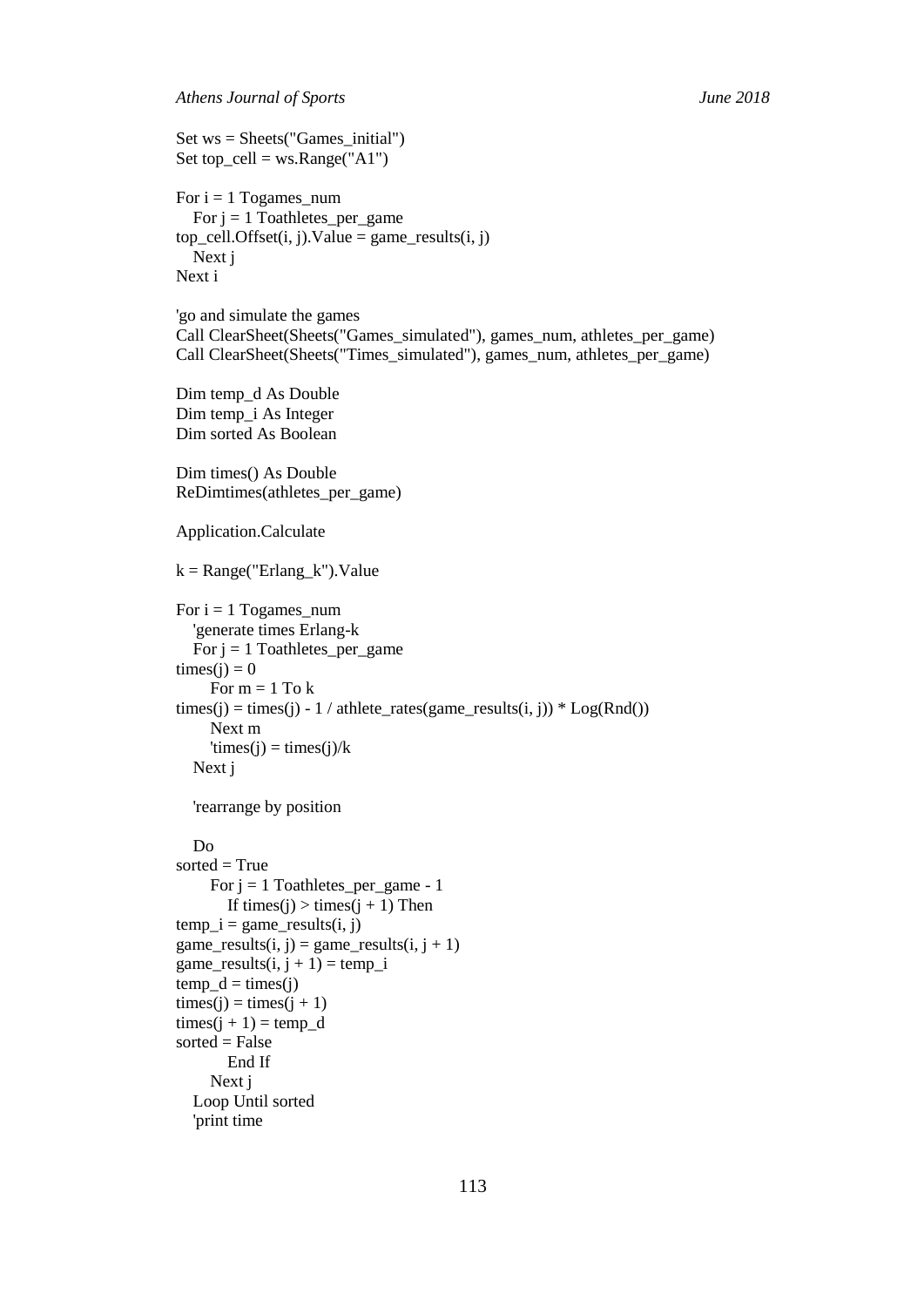```
Set ws = Sheets("Games_initial")
Set top_cell = ws.Range("A1")

For i = 1 Togames_num
   For j = 1 Toathletes_per_game
top_cell.Offset(i, j).Value = game_results(i, j)
   Next j
Next i

'go and simulate the games
Call ClearSheet(Sheets("Games_simulated"), games_num, athletes_per_game)
Call ClearSheet(Sheets("Times_simulated"), games_num, athletes_per_game)

Dim temp_d As Double
Dim temp_i As Integer
Dim sorted As Boolean

Dim times() As Double
ReDimtimes(athletes_per_game)

Application.Calculate

k = Range("Erlang_k").Value

For i = 1 Togames_num
   'generate times Erlang-k
   For j = 1 Toathletes_per_game
times(j) = 0
      For m = 1 To k
times(j) = times(j) - 1 / athlete_rates(game_results(i, j)) * Log(Rnd())
      Next m
      'times(j) = times(j)/k
   Next j

   'rearrange by position

   Do
sorted = True
      For j = 1 Toathletes_per_game - 1
         If times(j) > times(j + 1) Then
temp_i = game_results(i, j)
game_results(i, j) = game_results(i, j + 1)
game_results(i, j + 1) = temp_i
temp_d = times(j)
times(j) = times(j + 1)
times(j + 1) = temp_d
sorted = False
         End If
      Next j
   Loop Until sorted
   'print time
```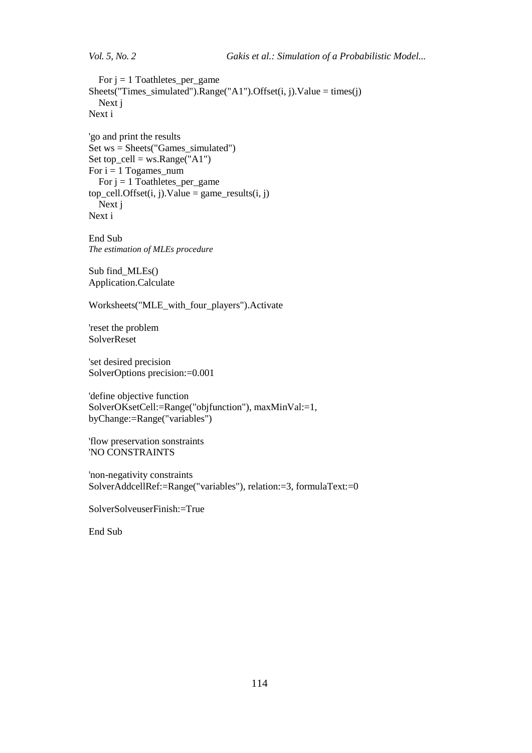```
   For j = 1 Toathletes_per_game
Sheets("Times_simulated").Range("A1").Offset(i, j).Value = times(j)
   Next j
Next i

'go and print the results
Set ws = Sheets("Games_simulated")
Set top_cell = ws.Range("A1")
For i = 1 Togames_num
   For j = 1 Toathletes_per_game
top_cell.Offset(i, j).Value = game_results(i, j)
   Next j
Next i

End Sub
```

*The estimation of MLEs procedure*

```
Sub find_MLEs()
Application.Calculate

Worksheets("MLE_with_four_players").Activate

'reset the problem
SolverReset

'set desired precision
SolverOptions precision:=0.001

'define objective function
SolverOKsetCell:=Range("objfunction"), maxMinVal:=1,
byChange:=Range("variables")

'flow preservation sonstraints
'NO CONSTRAINTS

'non-negativity constraints
SolverAddcellRef:=Range("variables"), relation:=3, formulaText:=0

SolverSolveuserFinish:=True

End Sub
```